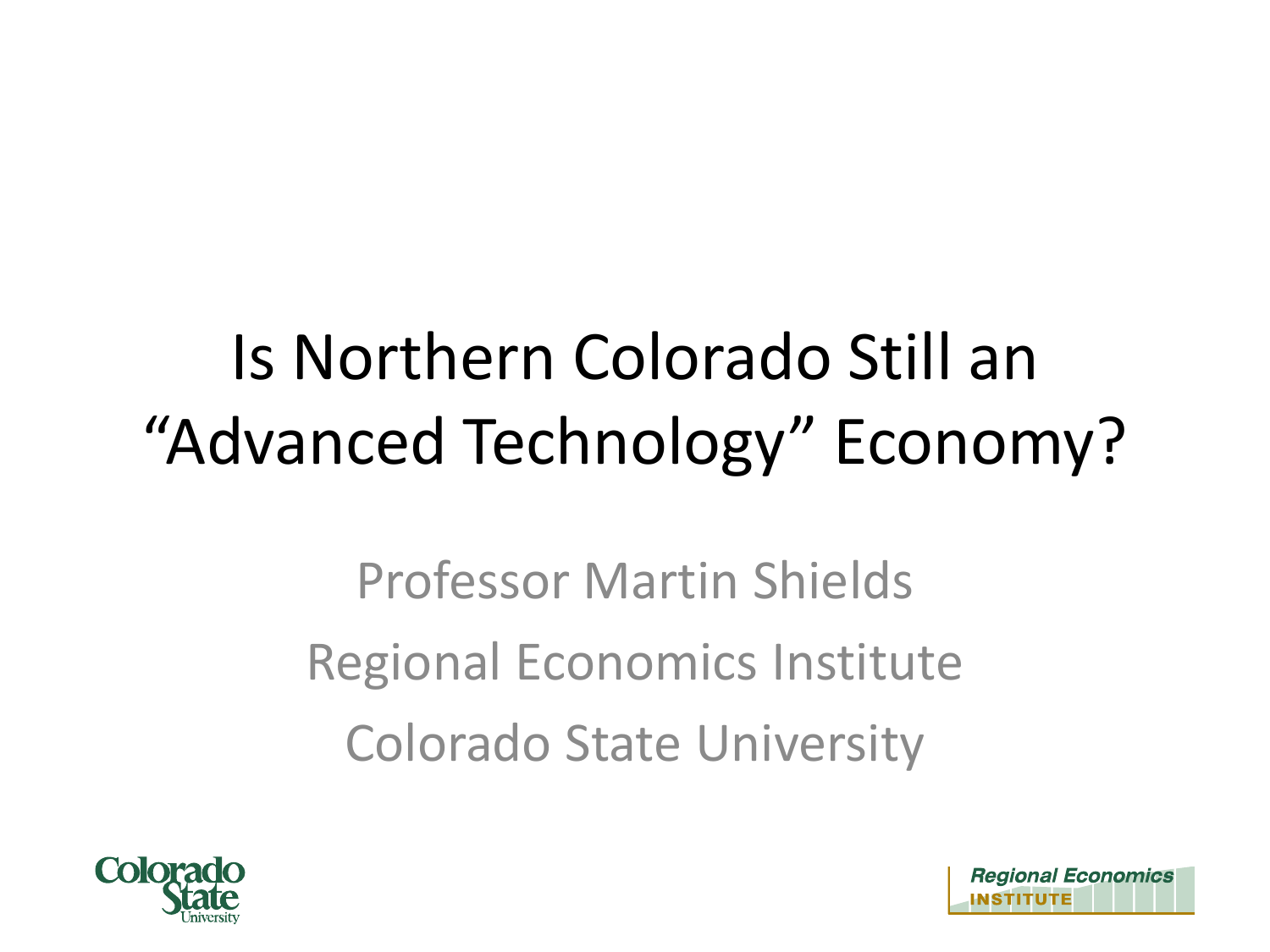# Is Northern Colorado Still an "Advanced Technology" Economy?

Professor Martin Shields

Regional Economics Institute

Colorado State University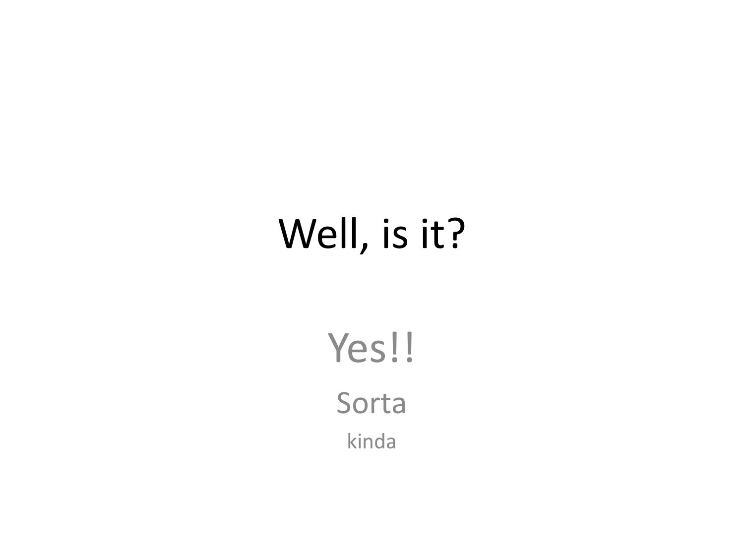# Well, is it?

Yes!!

Sorta

kinda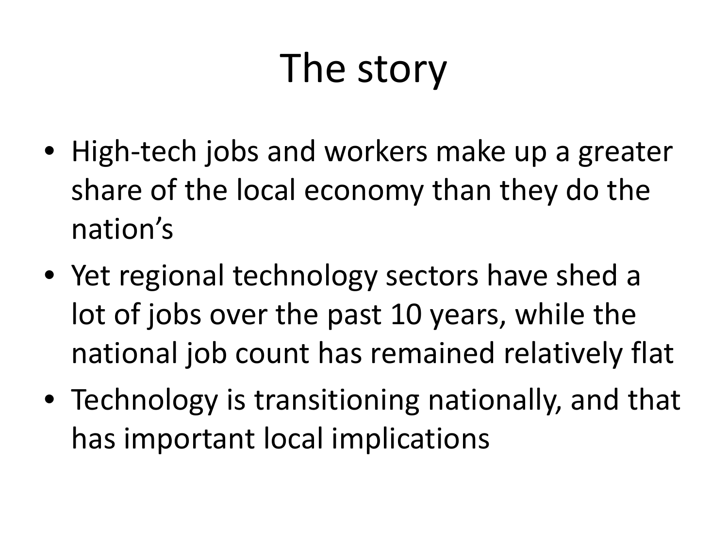# The story

- High-tech jobs and workers make up a greater share of the local economy than they do the nation’s
- Yet regional technology sectors have shed a lot of jobs over the past 10 years, while the national job count has remained relatively flat
- Technology is transitioning nationally, and that has important local implications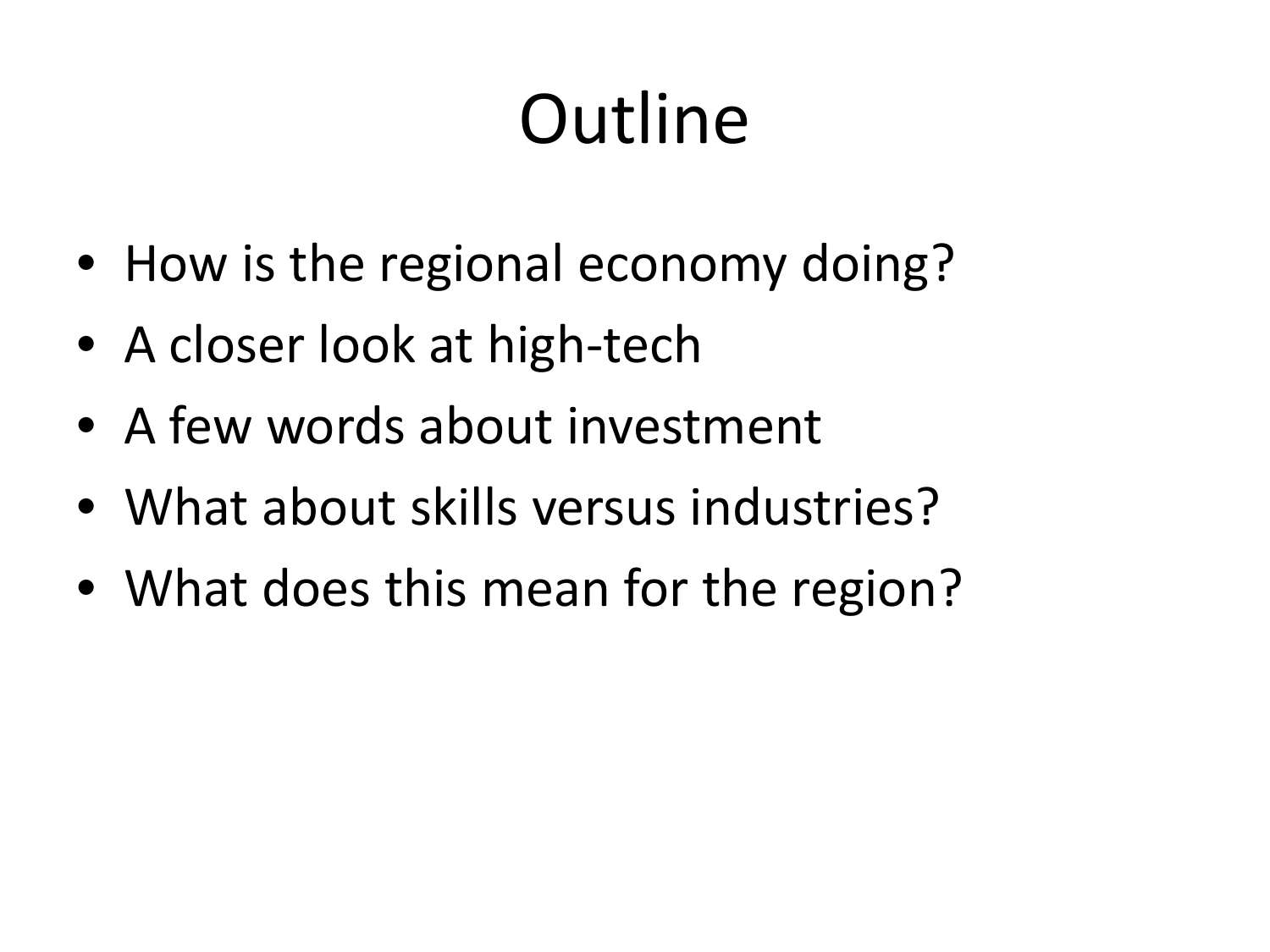# Outline

- How is the regional economy doing?
- A closer look at high-tech
- A few words about investment
- What about skills versus industries?
- What does this mean for the region?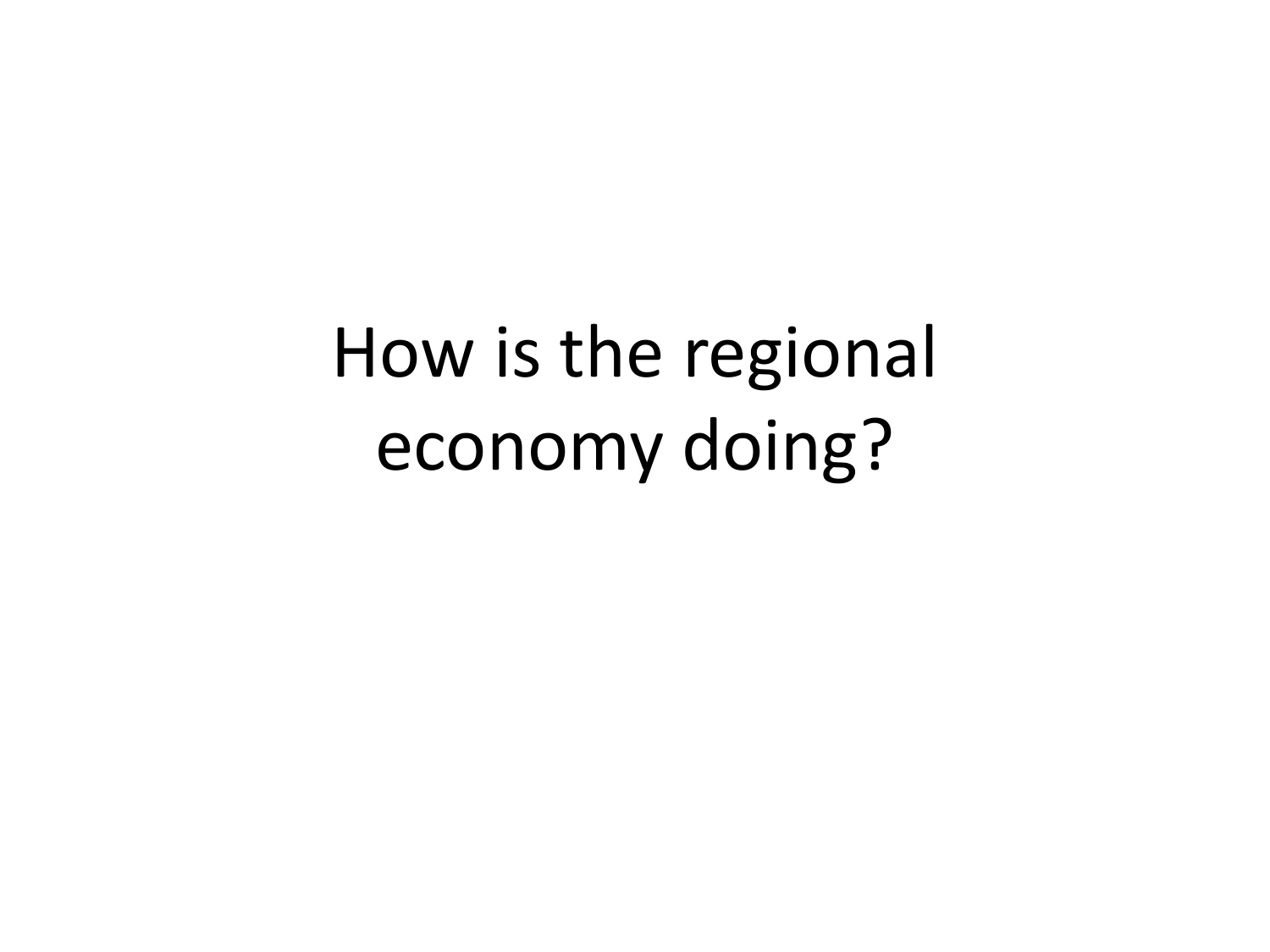# How is the regional economy doing?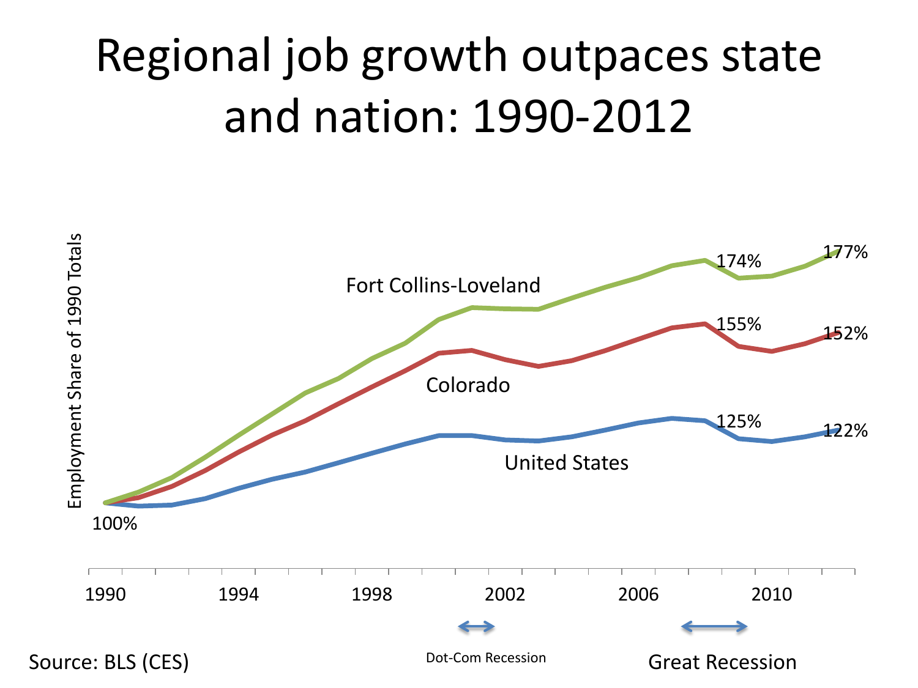# Regional job growth outpaces state and nation: 1990-2012

Employment Share of 1990 Totals

Fort Collins-Loveland: 100% (1990), 174%, 177%

Colorado: 155%, 152%

United States: 125%, 122%

1990 1994 1998 2002 2006 2010

Dot-Com Recession

Great Recession

Source: BLS (CES)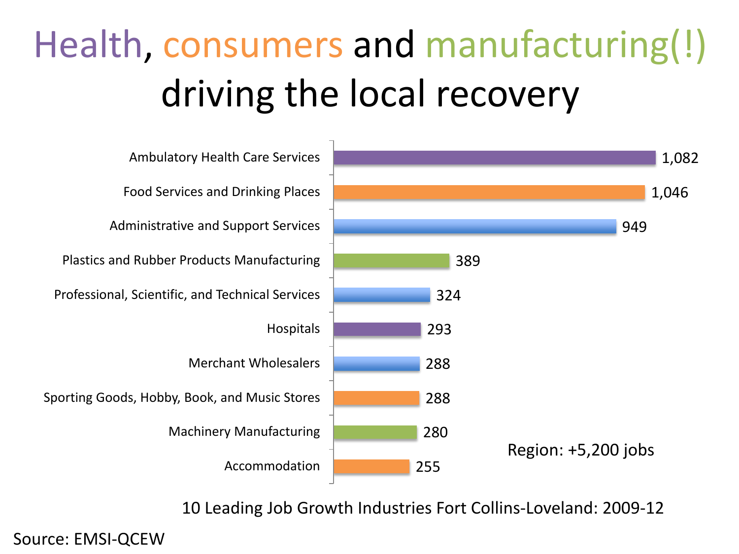# Health, consumers and manufacturing(!) driving the local recovery

| Industry | Jobs |
|---|---|
| Ambulatory Health Care Services | 1,082 |
| Food Services and Drinking Places | 1,046 |
| Administrative and Support Services | 949 |
| Plastics and Rubber Products Manufacturing | 389 |
| Professional, Scientific, and Technical Services | 324 |
| Hospitals | 293 |
| Merchant Wholesalers | 288 |
| Sporting Goods, Hobby, Book, and Music Stores | 288 |
| Machinery Manufacturing | 280 |
| Accommodation | 255 |

Region: +5,200 jobs

10 Leading Job Growth Industries Fort Collins-Loveland: 2009-12

Source: EMSI-QCEW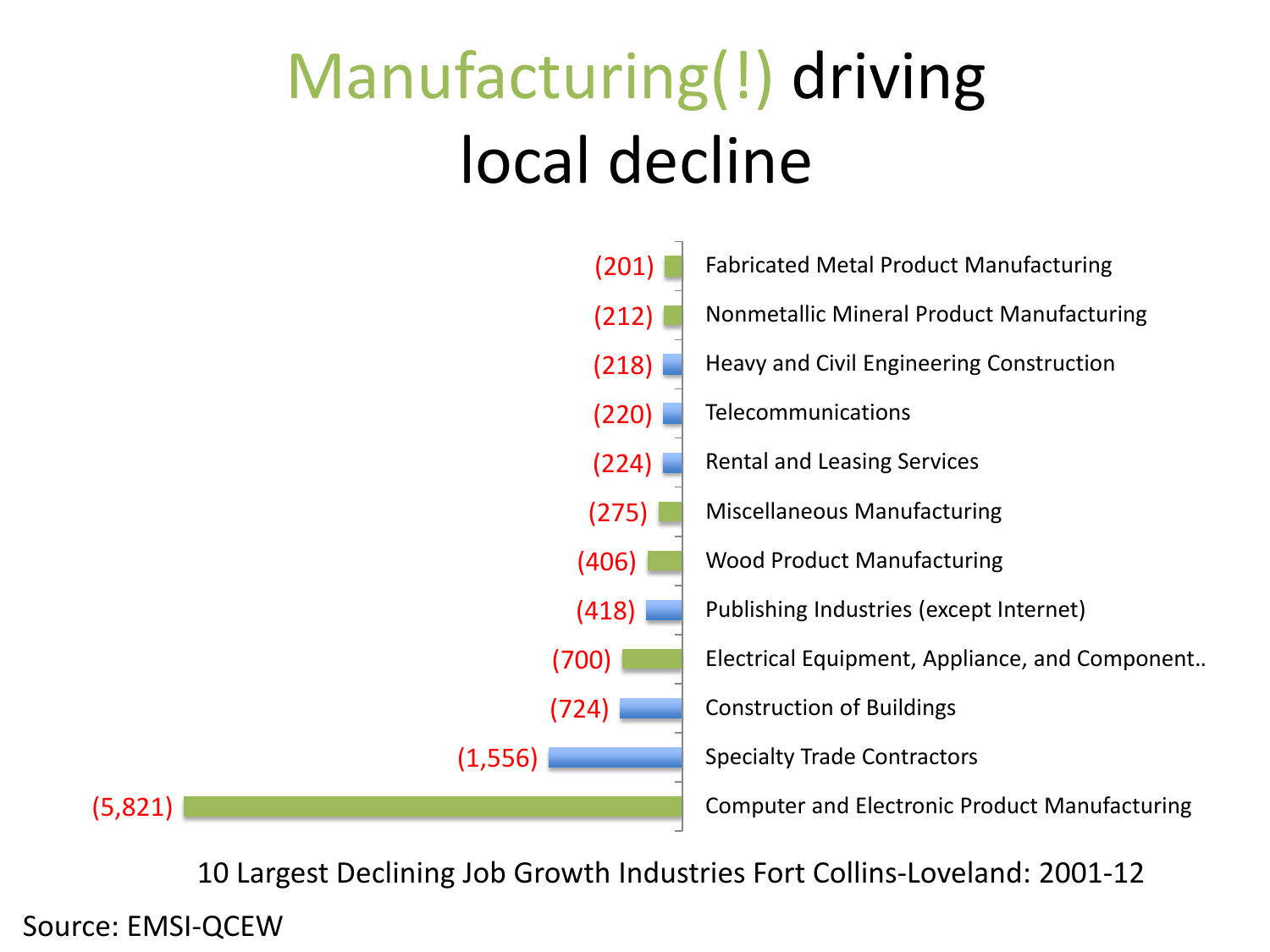# Manufacturing(!) driving local decline

| Industry | Job Change |
| --- | --- |
| Fabricated Metal Product Manufacturing | (201) |
| Nonmetallic Mineral Product Manufacturing | (212) |
| Heavy and Civil Engineering Construction | (218) |
| Telecommunications | (220) |
| Rental and Leasing Services | (224) |
| Miscellaneous Manufacturing | (275) |
| Wood Product Manufacturing | (406) |
| Publishing Industries (except Internet) | (418) |
| Electrical Equipment, Appliance, and Component.. | (700) |
| Construction of Buildings | (724) |
| Specialty Trade Contractors | (1,556) |
| Computer and Electronic Product Manufacturing | (5,821) |

10 Largest Declining Job Growth Industries Fort Collins-Loveland: 2001-12

Source: EMSI-QCEW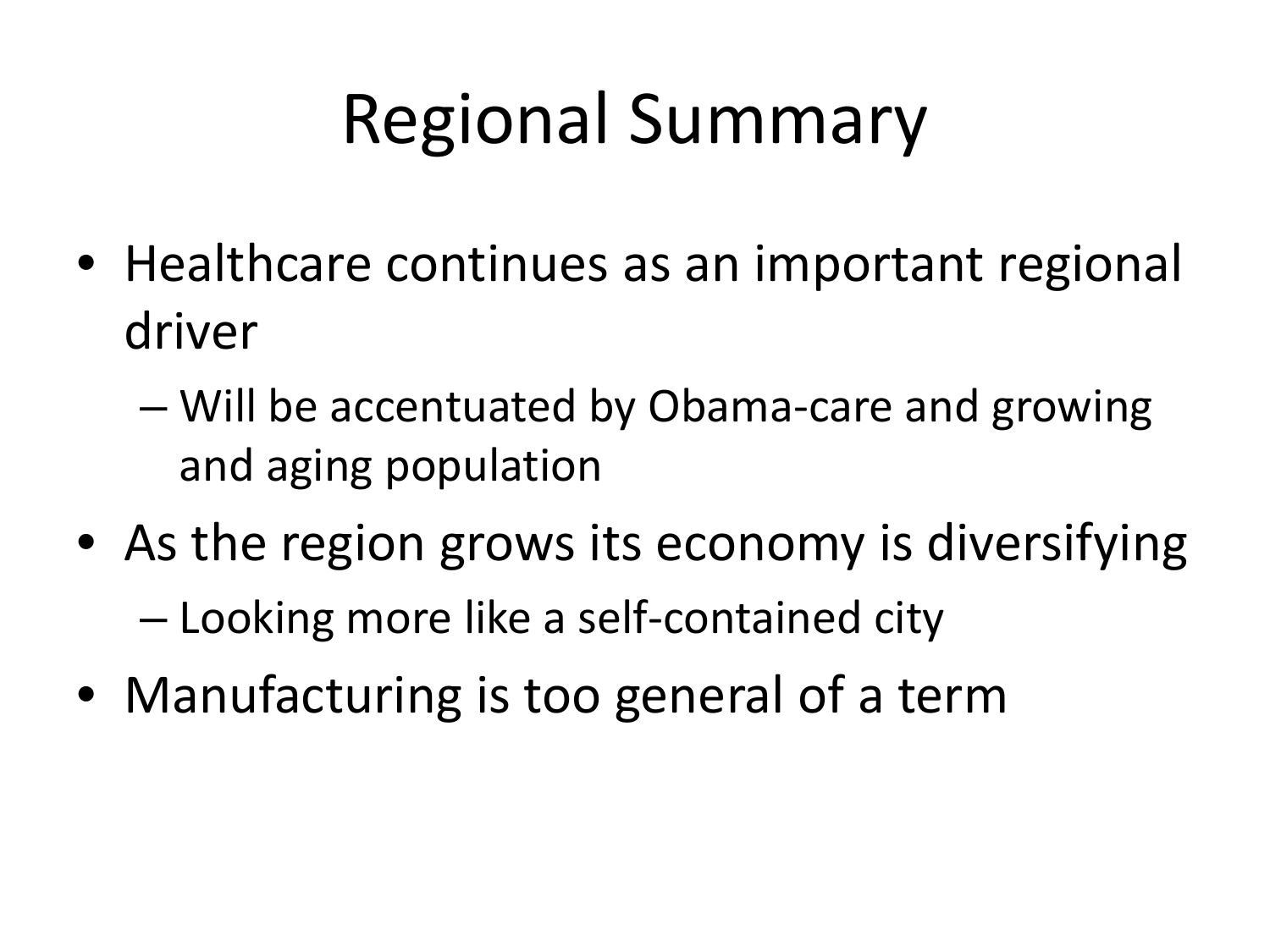# Regional Summary

- Healthcare continues as an important regional driver
  - Will be accentuated by Obama-care and growing and aging population
- As the region grows its economy is diversifying
  - Looking more like a self-contained city
- Manufacturing is too general of a term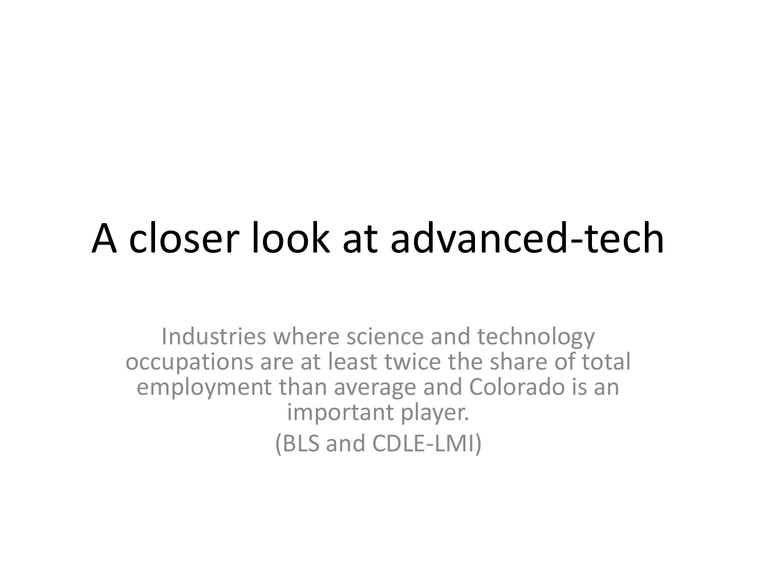# A closer look at advanced-tech

Industries where science and technology occupations are at least twice the share of total employment than average and Colorado is an important player.

(BLS and CDLE-LMI)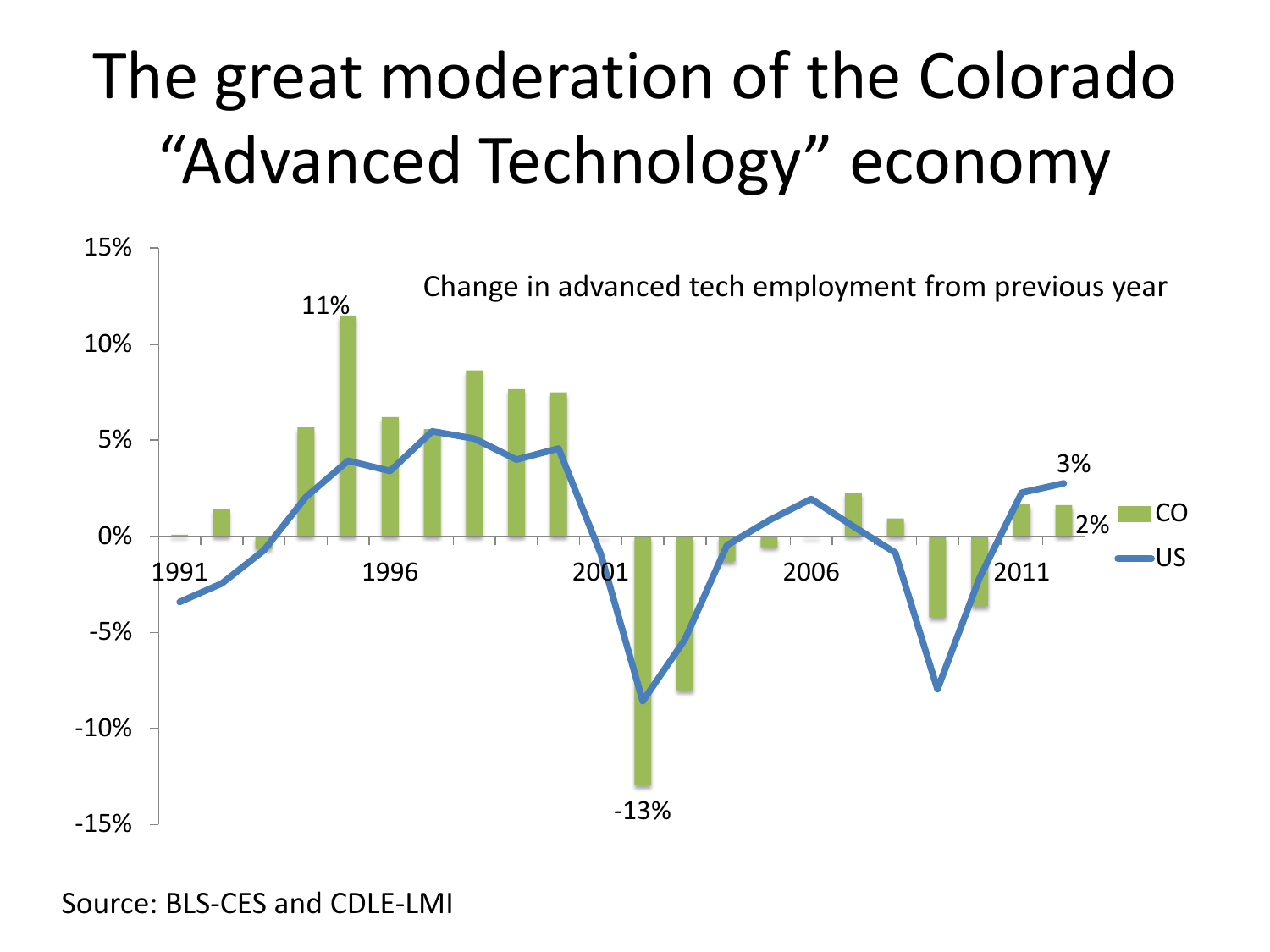# The great moderation of the Colorado "Advanced Technology" economy

Change in advanced tech employment from previous year

15%
10%
5%
0%
-5%
-10%
-15%

1991 1996 2001 2006 2011

11%
-13%
3%
2%

CO
US

Source: BLS-CES and CDLE-LMI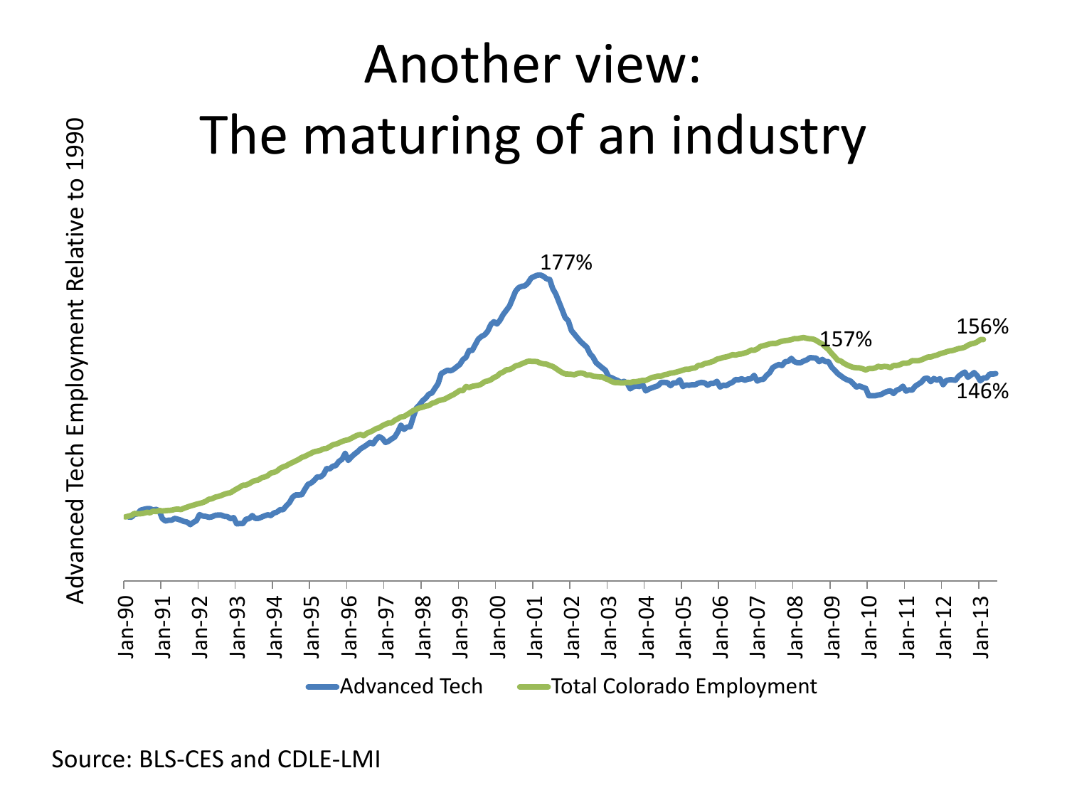# Another view: The maturing of an industry

Advanced Tech Employment Relative to 1990

177%

157%

156%

146%

Jan-90 Jan-91 Jan-92 Jan-93 Jan-94 Jan-95 Jan-96 Jan-97 Jan-98 Jan-99 Jan-00 Jan-01 Jan-02 Jan-03 Jan-04 Jan-05 Jan-06 Jan-07 Jan-08 Jan-09 Jan-10 Jan-11 Jan-12 Jan-13

Advanced Tech — Total Colorado Employment

Source: BLS-CES and CDLE-LMI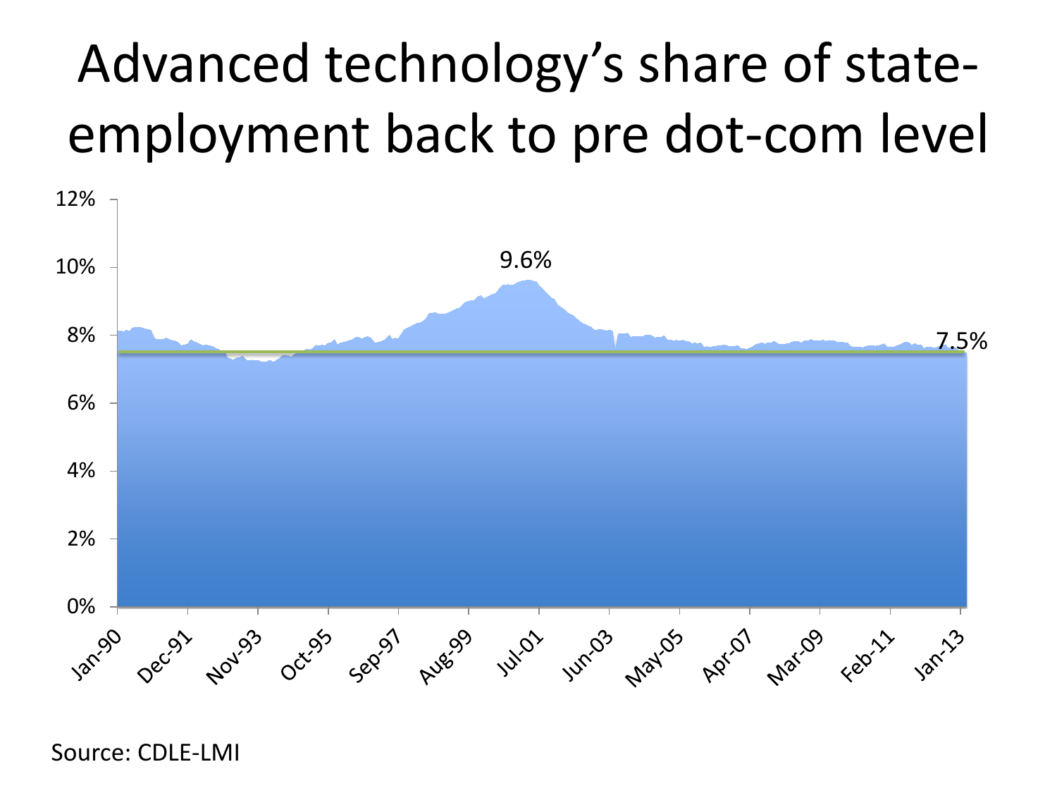# Advanced technology's share of state-employment back to pre dot-com level

12%
10%
8%
6%
4%
2%
0%

9.6%

7.5%

Jan-90 Dec-91 Nov-93 Oct-95 Sep-97 Aug-99 Jul-01 Jun-03 May-05 Apr-07 Mar-09 Feb-11 Jan-13

Source: CDLE-LMI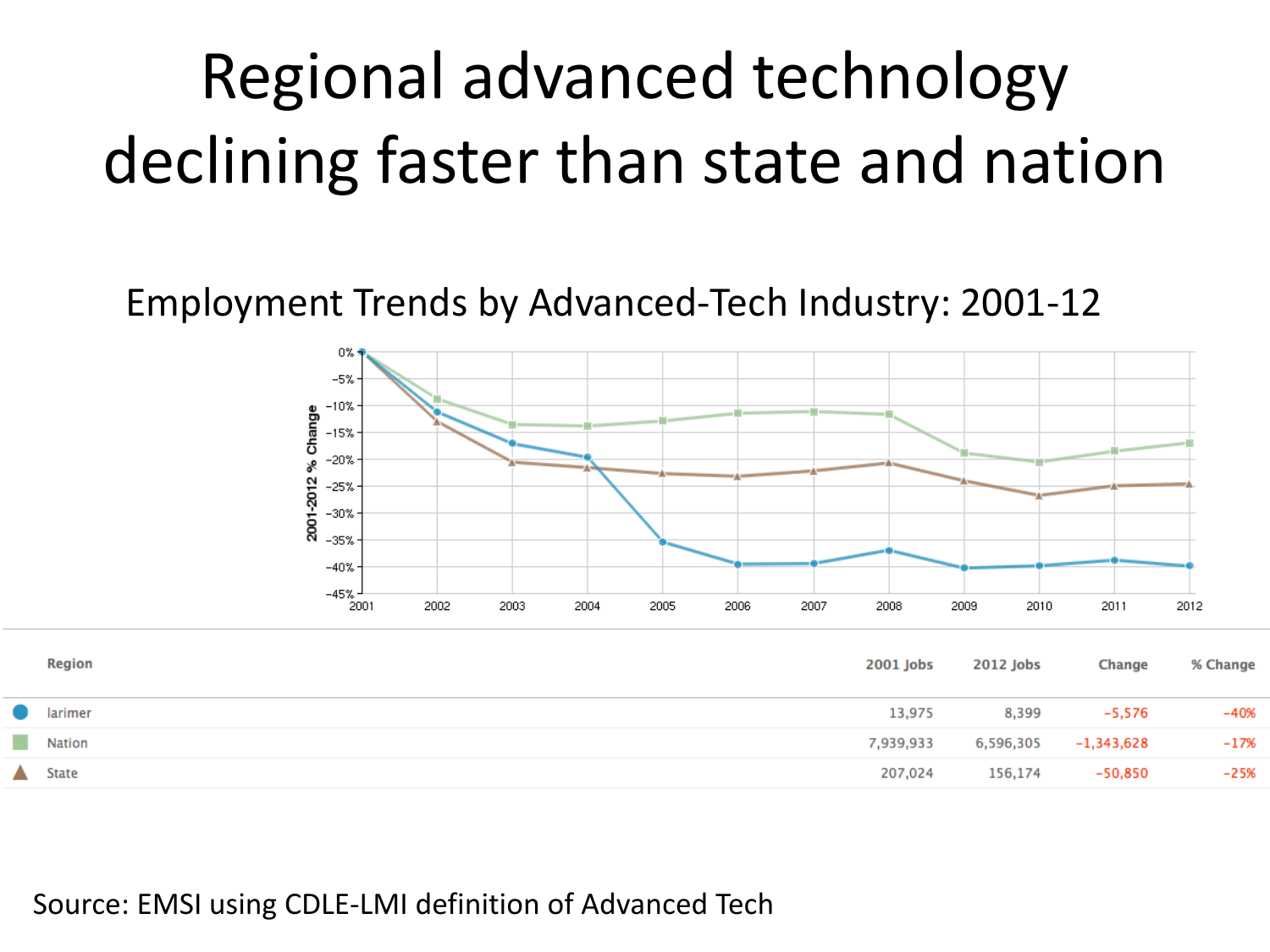# Regional advanced technology declining faster than state and nation

## Employment Trends by Advanced-Tech Industry: 2001-12

| Region | 2001 Jobs | 2012 Jobs | Change | % Change |
|---|---|---|---|---|
| larimer | 13,975 | 8,399 | -5,576 | -40% |
| Nation | 7,939,933 | 6,596,305 | -1,343,628 | -17% |
| State | 207,024 | 156,174 | -50,850 | -25% |

Source: EMSI using CDLE-LMI definition of Advanced Tech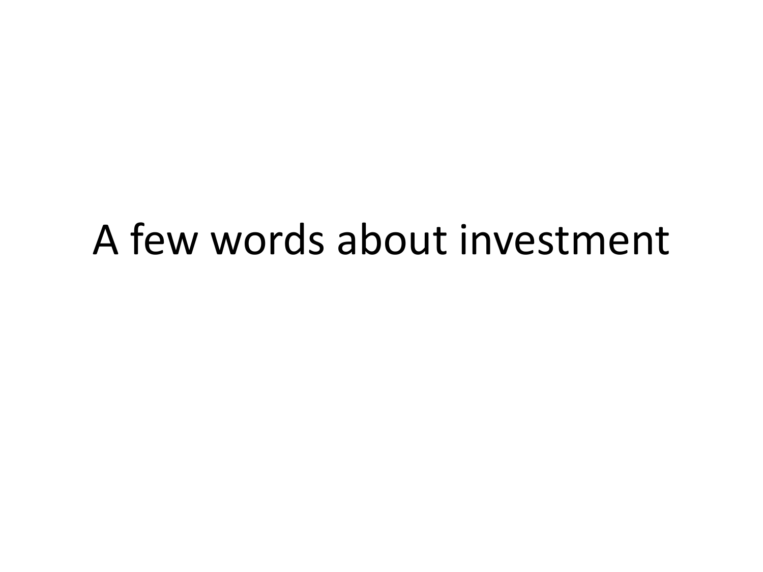# A few words about investment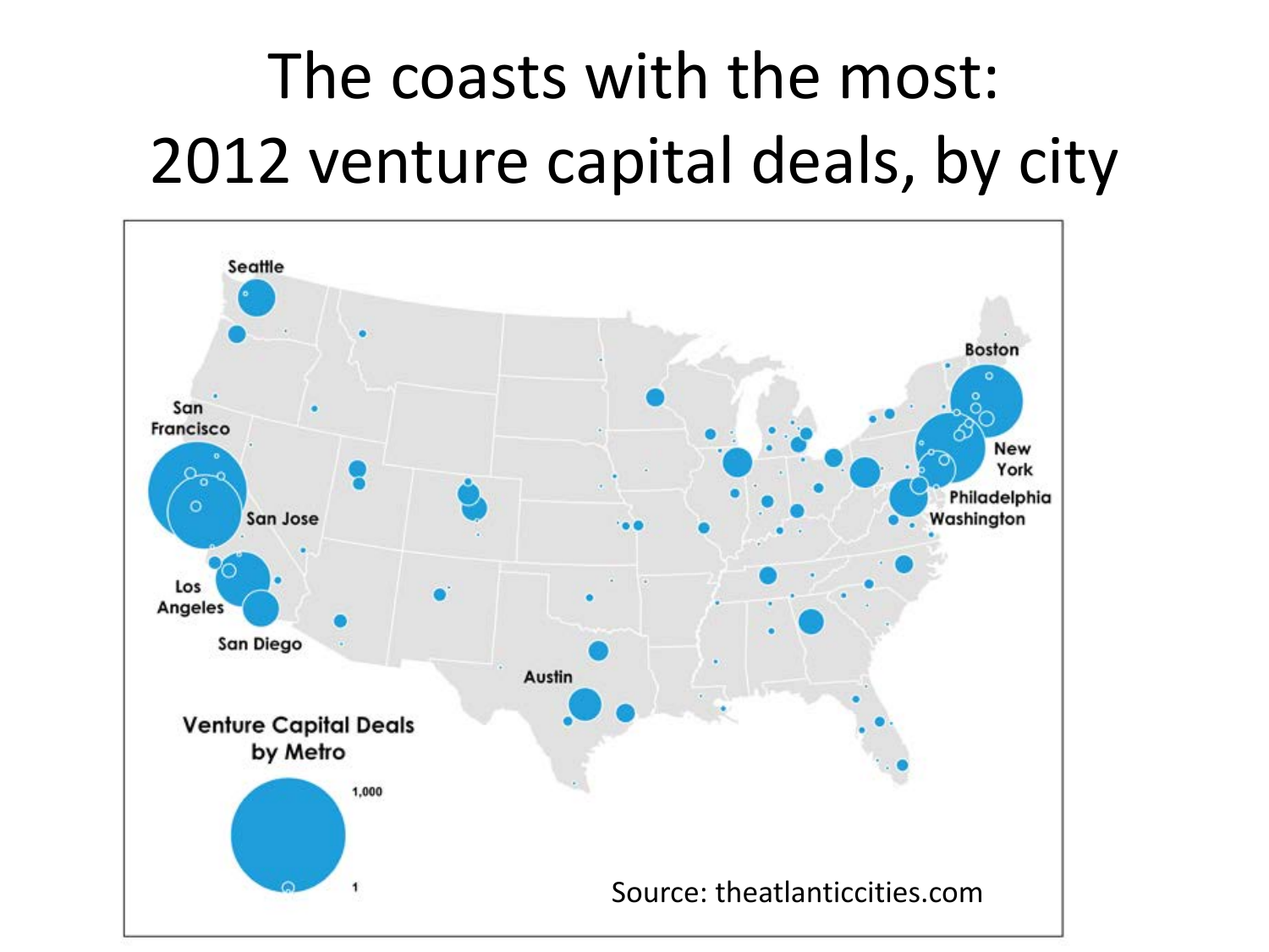# The coasts with the most: 2012 venture capital deals, by city

Seattle

San Francisco

San Jose

Los Angeles

San Diego

Austin

Boston

New York

Philadelphia

Washington

Venture Capital Deals by Metro

1,000

1

Source: theatlanticcities.com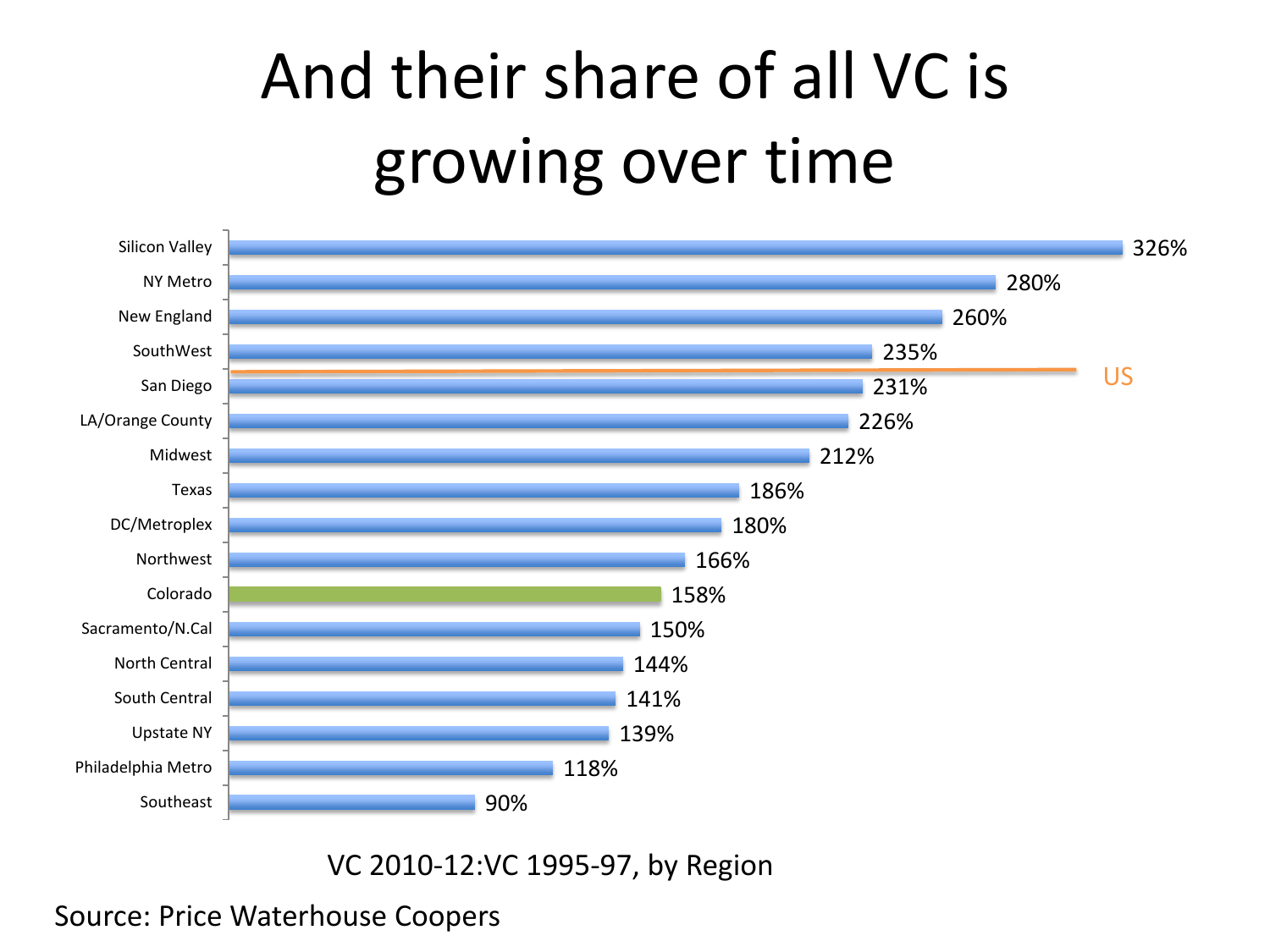# And their share of all VC is growing over time

| Region | VC 2010-12:VC 1995-97 |
| --- | --- |
| Silicon Valley | 326% |
| NY Metro | 280% |
| New England | 260% |
| SouthWest | 235% |
| US | |
| San Diego | 231% |
| LA/Orange County | 226% |
| Midwest | 212% |
| Texas | 186% |
| DC/Metroplex | 180% |
| Northwest | 166% |
| Colorado | 158% |
| Sacramento/N.Cal | 150% |
| North Central | 144% |
| South Central | 141% |
| Upstate NY | 139% |
| Philadelphia Metro | 118% |
| Southeast | 90% |

VC 2010-12:VC 1995-97, by Region

Source: Price Waterhouse Coopers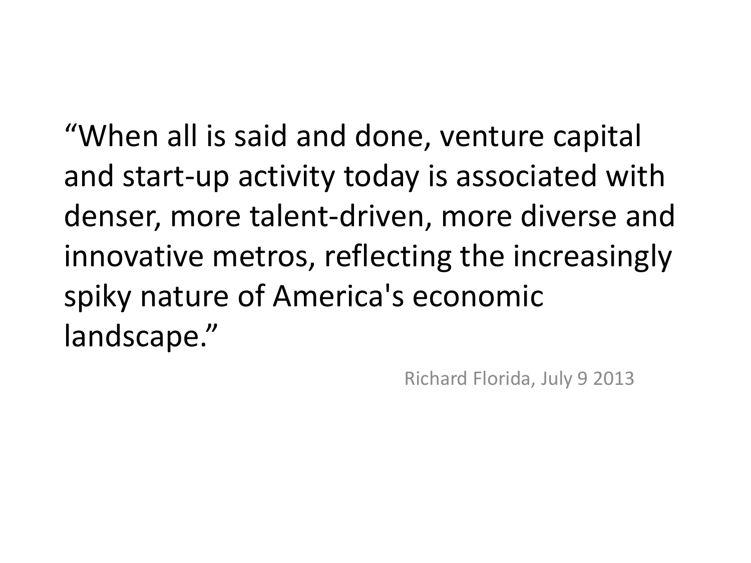"When all is said and done, venture capital and start-up activity today is associated with denser, more talent-driven, more diverse and innovative metros, reflecting the increasingly spiky nature of America's economic landscape."

Richard Florida, July 9 2013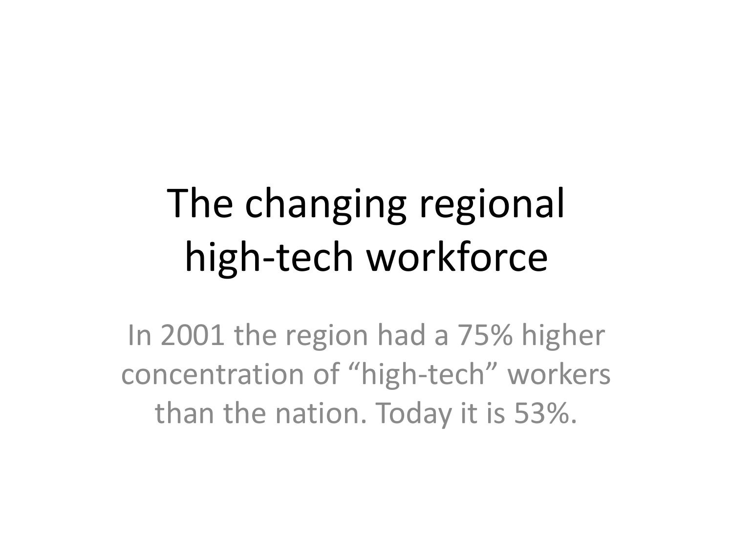# The changing regional high-tech workforce

In 2001 the region had a 75% higher concentration of “high-tech” workers than the nation. Today it is 53%.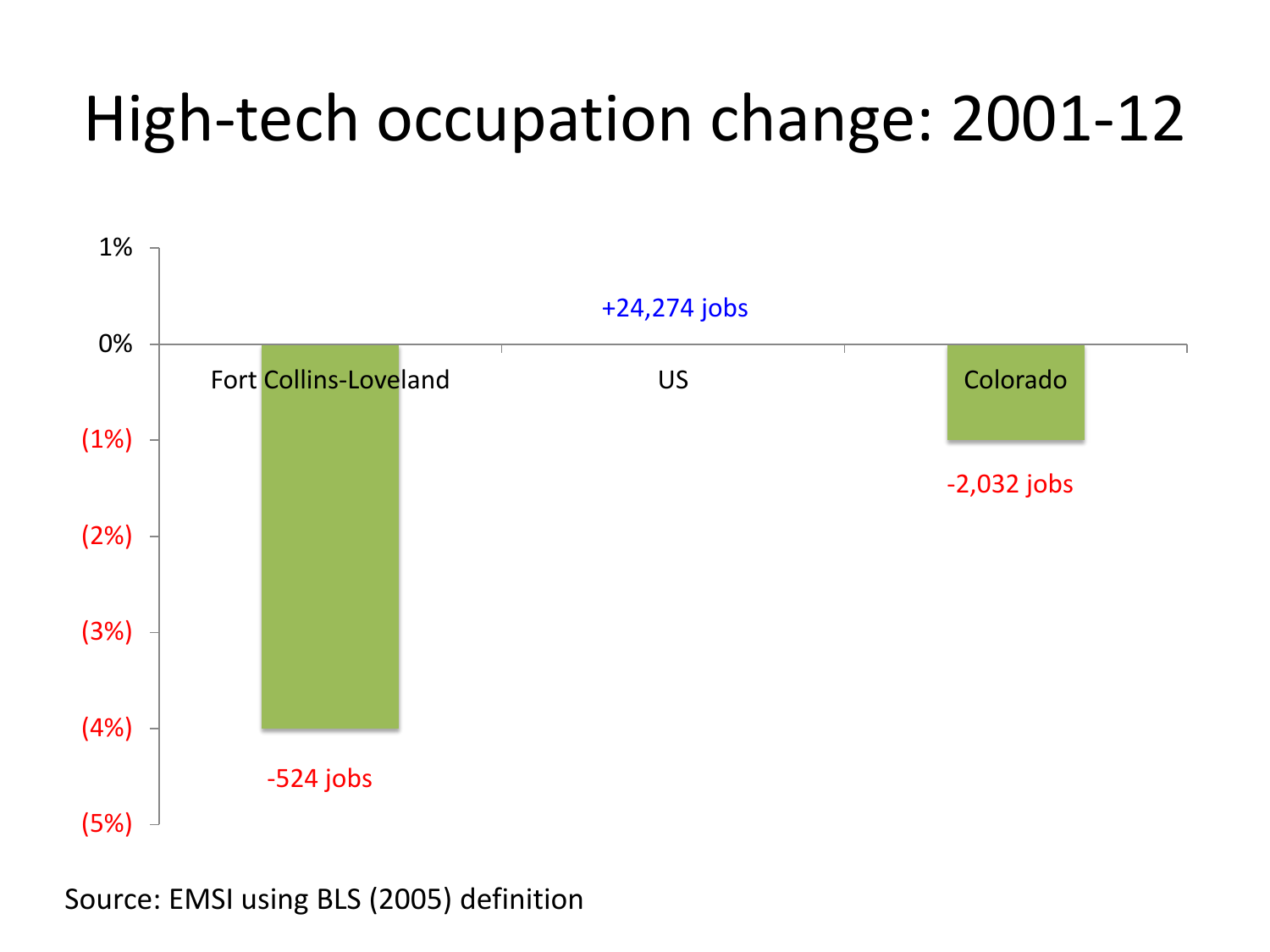# High-tech occupation change: 2001-12

| Region | Change | Jobs |
|---|---|---|
| Fort Collins-Loveland | (4%) | -524 jobs |
| US | 0% | +24,274 jobs |
| Colorado | (1%) | -2,032 jobs |

Source: EMSI using BLS (2005) definition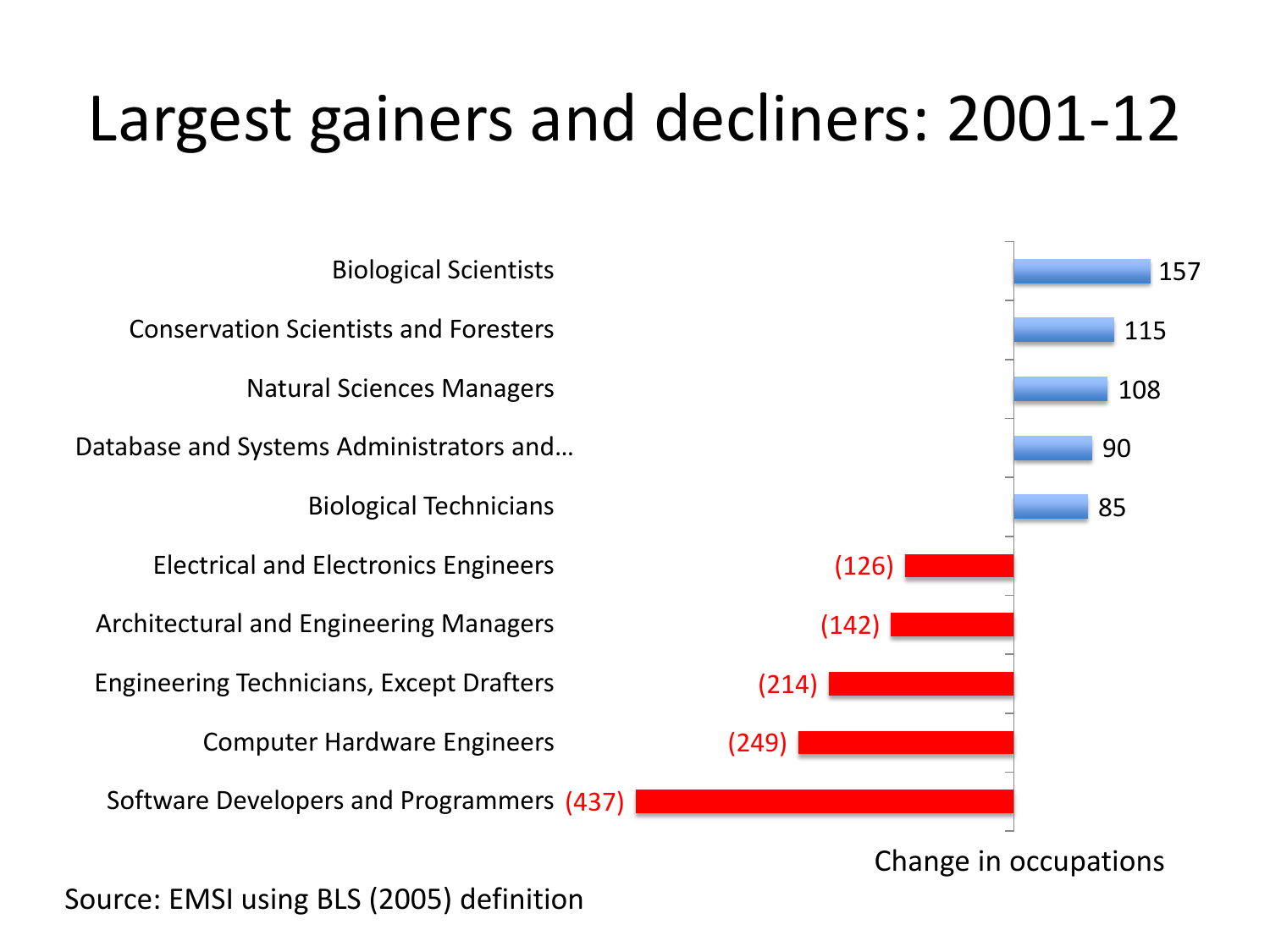# Largest gainers and decliners: 2001-12

| Occupation | Change in occupations |
|---|---|
| Biological Scientists | 157 |
| Conservation Scientists and Foresters | 115 |
| Natural Sciences Managers | 108 |
| Database and Systems Administrators and… | 90 |
| Biological Technicians | 85 |
| Electrical and Electronics Engineers | (126) |
| Architectural and Engineering Managers | (142) |
| Engineering Technicians, Except Drafters | (214) |
| Computer Hardware Engineers | (249) |
| Software Developers and Programmers | (437) |

Source: EMSI using BLS (2005) definition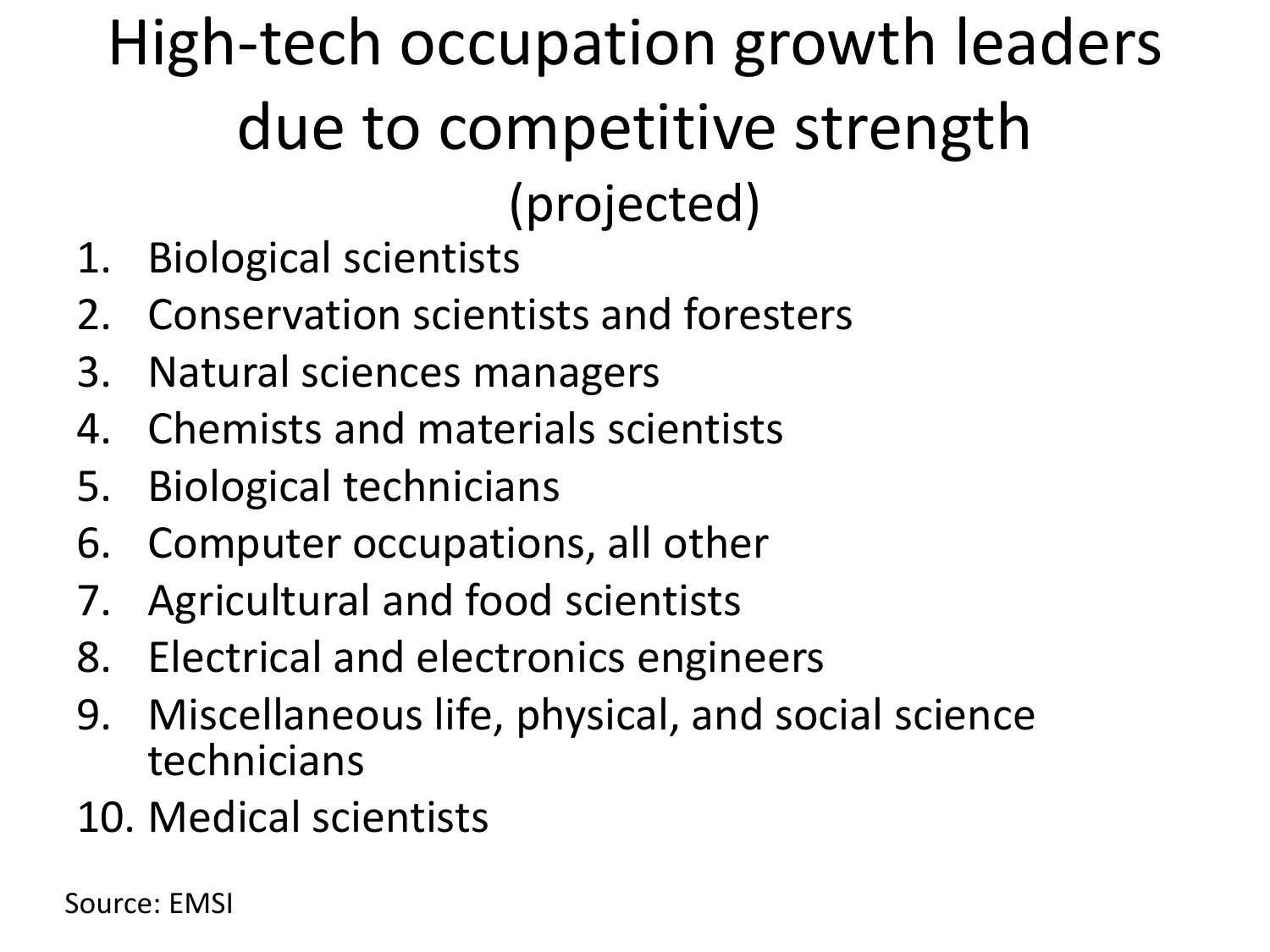# High-tech occupation growth leaders due to competitive strength (projected)

1. Biological scientists
2. Conservation scientists and foresters
3. Natural sciences managers
4. Chemists and materials scientists
5. Biological technicians
6. Computer occupations, all other
7. Agricultural and food scientists
8. Electrical and electronics engineers
9. Miscellaneous life, physical, and social science technicians
10. Medical scientists

Source: EMSI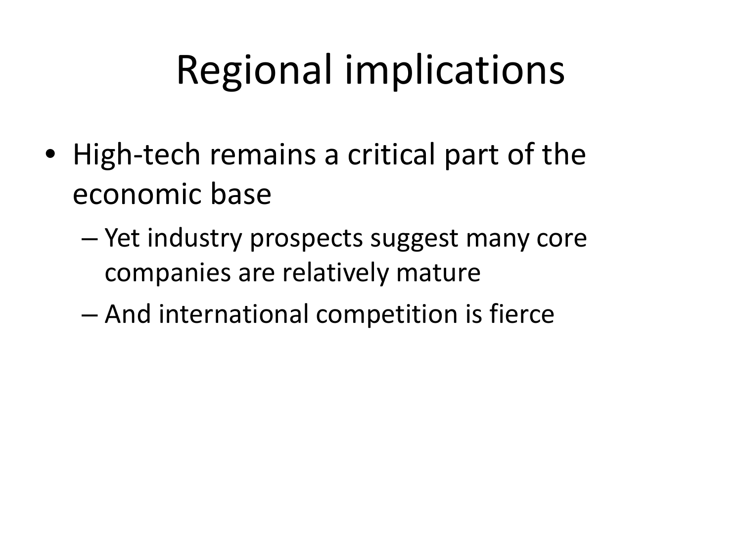# Regional implications

- High-tech remains a critical part of the economic base
  - Yet industry prospects suggest many core companies are relatively mature
  - And international competition is fierce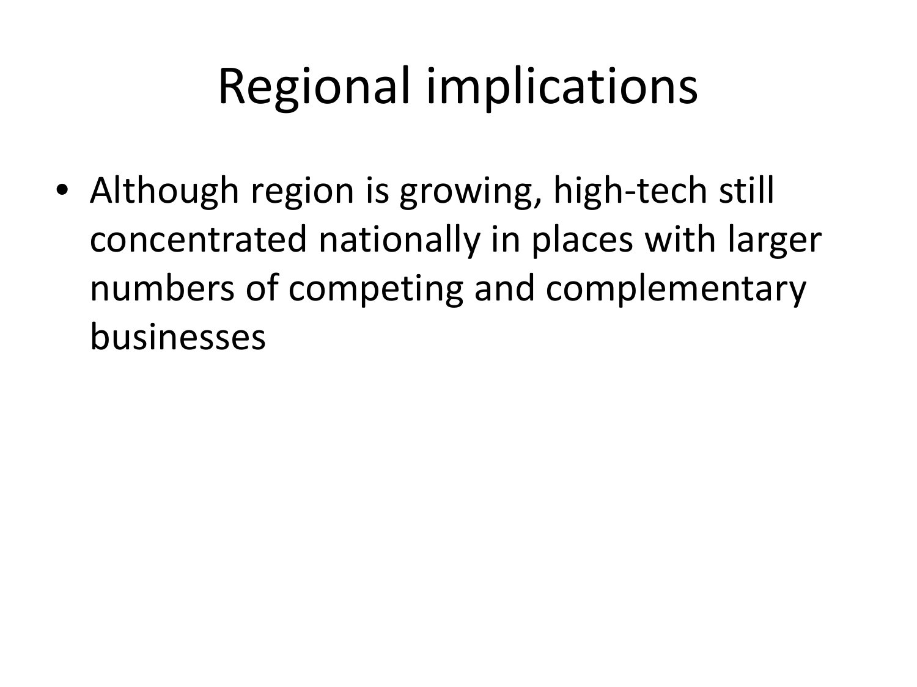# Regional implications

- Although region is growing, high-tech still concentrated nationally in places with larger numbers of competing and complementary businesses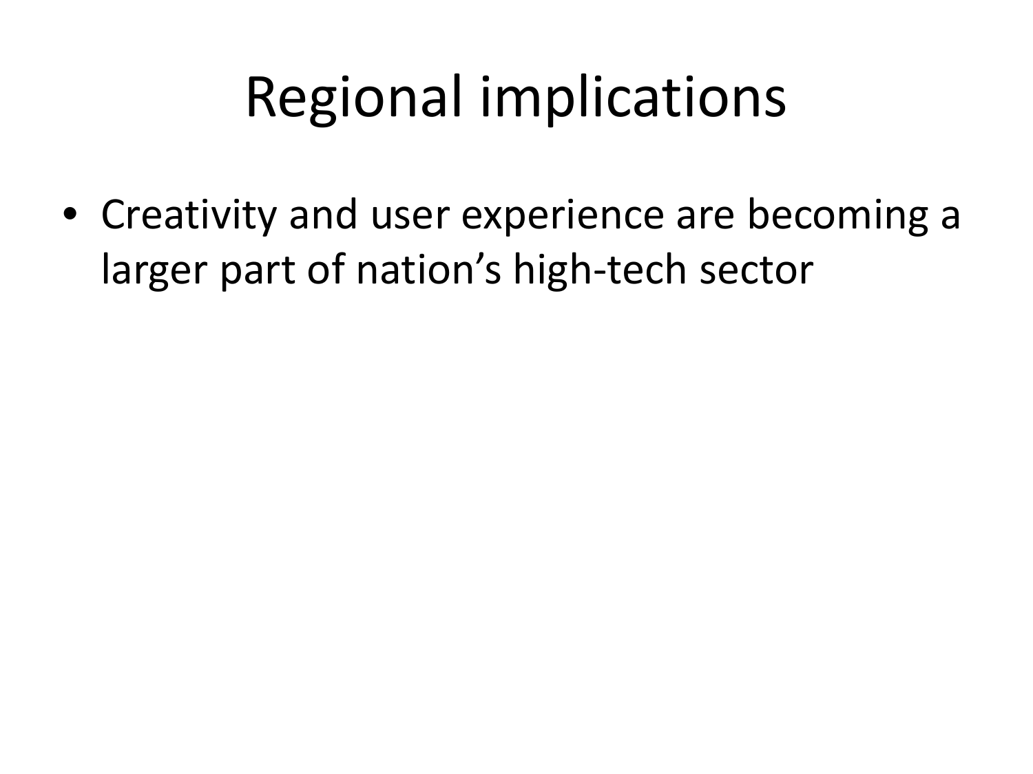# Regional implications

- Creativity and user experience are becoming a larger part of nation’s high-tech sector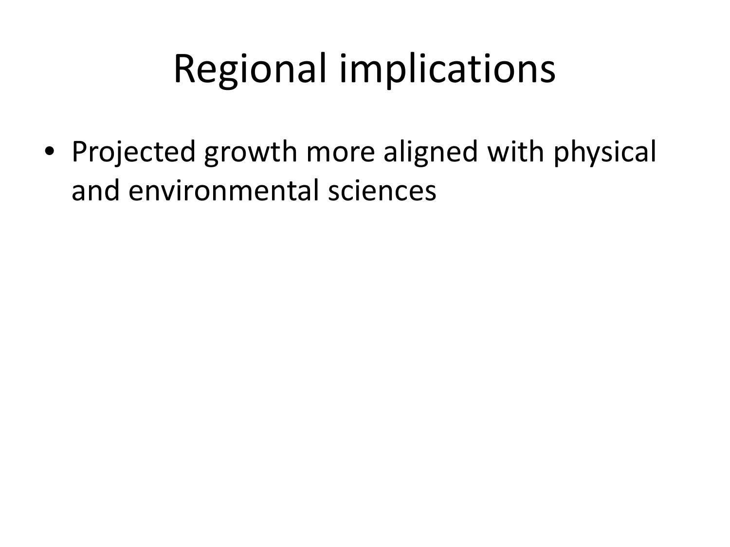# Regional implications

- Projected growth more aligned with physical and environmental sciences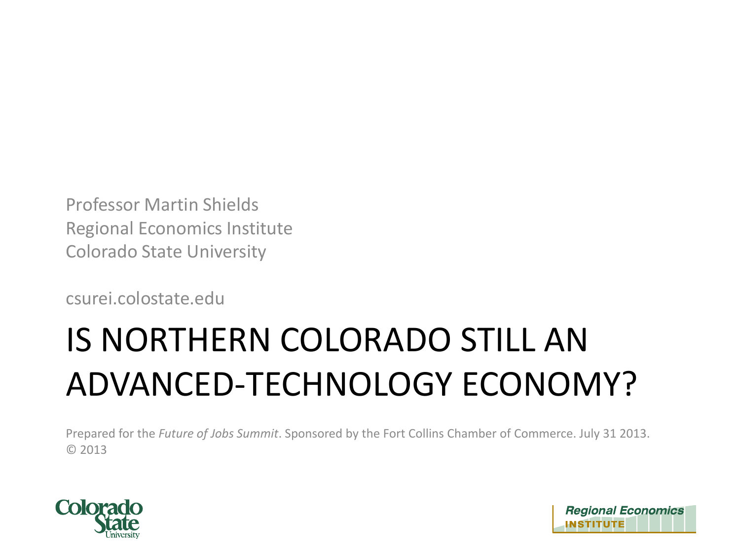Professor Martin Shields
Regional Economics Institute
Colorado State University

csurei.colostate.edu

# IS NORTHERN COLORADO STILL AN ADVANCED-TECHNOLOGY ECONOMY?

Prepared for the *Future of Jobs Summit*. Sponsored by the Fort Collins Chamber of Commerce. July 31 2013.
© 2013

Colorado State University

Regional Economics INSTITUTE